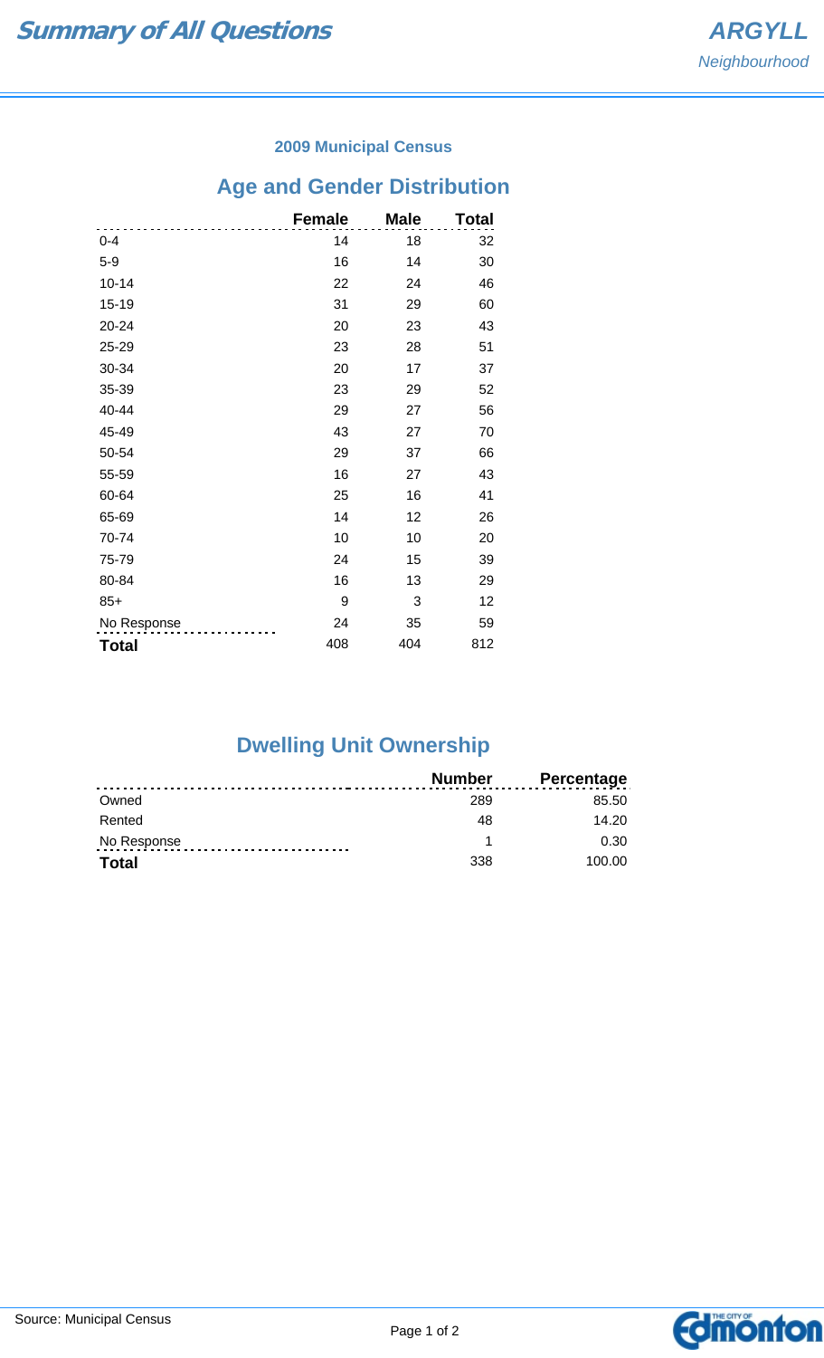# Summary of All Questions

## ARGYLL

*Neighbourhood*

### 2009 Municipal Census

## Age and Gender Distribution

| | Female | Male | Total |
|---|---|---|---|
| 0-4 | 14 | 18 | 32 |
| 5-9 | 16 | 14 | 30 |
| 10-14 | 22 | 24 | 46 |
| 15-19 | 31 | 29 | 60 |
| 20-24 | 20 | 23 | 43 |
| 25-29 | 23 | 28 | 51 |
| 30-34 | 20 | 17 | 37 |
| 35-39 | 23 | 29 | 52 |
| 40-44 | 29 | 27 | 56 |
| 45-49 | 43 | 27 | 70 |
| 50-54 | 29 | 37 | 66 |
| 55-59 | 16 | 27 | 43 |
| 60-64 | 25 | 16 | 41 |
| 65-69 | 14 | 12 | 26 |
| 70-74 | 10 | 10 | 20 |
| 75-79 | 24 | 15 | 39 |
| 80-84 | 16 | 13 | 29 |
| 85+ | 9 | 3 | 12 |
| No Response | 24 | 35 | 59 |
| **Total** | 408 | 404 | 812 |

## Dwelling Unit Ownership

| | Number | Percentage |
|---|---|---|
| Owned | 289 | 85.50 |
| Rented | 48 | 14.20 |
| No Response | 1 | 0.30 |
| **Total** | 338 | 100.00 |

Source: Municipal Census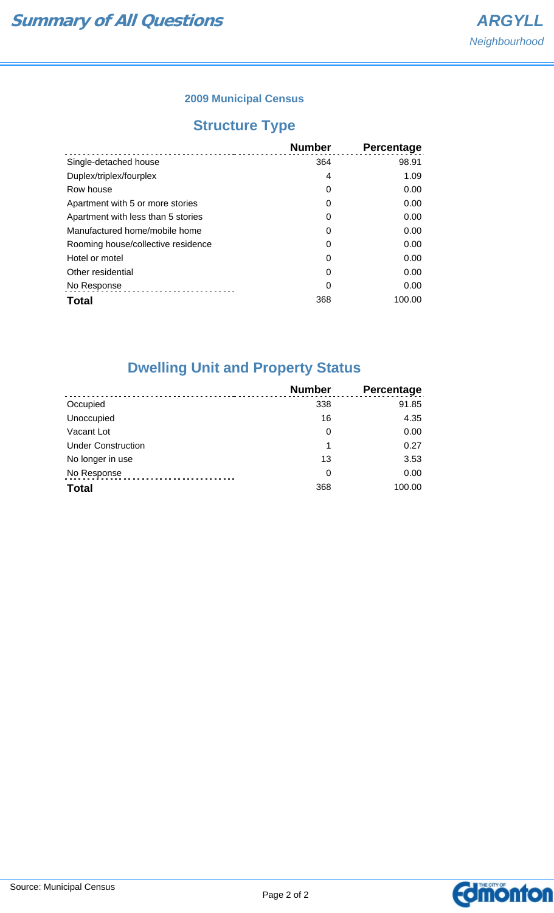# Summary of All Questions

**ARGYLL**
*Neighbourhood*

### 2009 Municipal Census

## Structure Type

| | Number | Percentage |
|---|---|---|
| Single-detached house | 364 | 98.91 |
| Duplex/triplex/fourplex | 4 | 1.09 |
| Row house | 0 | 0.00 |
| Apartment with 5 or more stories | 0 | 0.00 |
| Apartment with less than 5 stories | 0 | 0.00 |
| Manufactured home/mobile home | 0 | 0.00 |
| Rooming house/collective residence | 0 | 0.00 |
| Hotel or motel | 0 | 0.00 |
| Other residential | 0 | 0.00 |
| No Response | 0 | 0.00 |
| **Total** | 368 | 100.00 |

## Dwelling Unit and Property Status

| | Number | Percentage |
|---|---|---|
| Occupied | 338 | 91.85 |
| Unoccupied | 16 | 4.35 |
| Vacant Lot | 0 | 0.00 |
| Under Construction | 1 | 0.27 |
| No longer in use | 13 | 3.53 |
| No Response | 0 | 0.00 |
| **Total** | 368 | 100.00 |

Source: Municipal Census